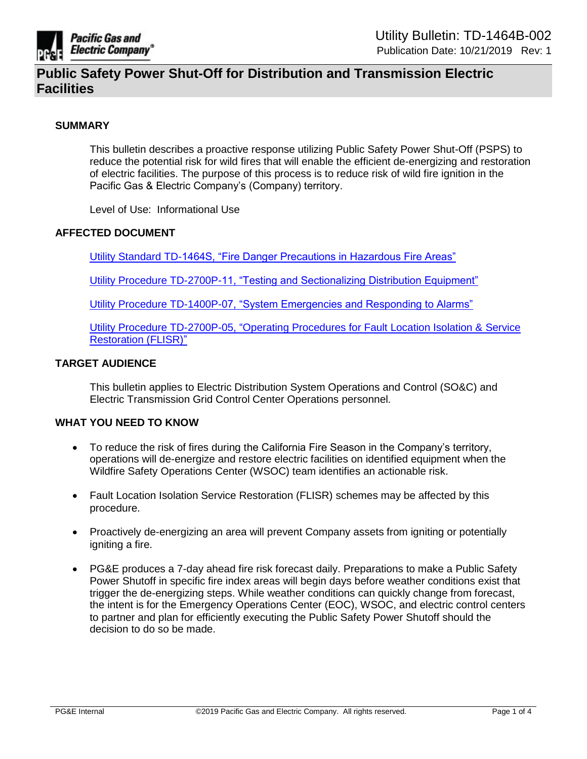# Public Safety Power Shut-Off for Distribution and Transmission Electric Facilities

Utility Bulletin: TD-1464B-002
Publication Date: 10/21/2019 Rev: 1

## SUMMARY

This bulletin describes a proactive response utilizing Public Safety Power Shut-Off (PSPS) to reduce the potential risk for wild fires that will enable the efficient de-energizing and restoration of electric facilities. The purpose of this process is to reduce risk of wild fire ignition in the Pacific Gas & Electric Company's (Company) territory.

Level of Use: Informational Use

## AFFECTED DOCUMENT

Utility Standard TD-1464S, "Fire Danger Precautions in Hazardous Fire Areas"

Utility Procedure TD-2700P-11, "Testing and Sectionalizing Distribution Equipment"

Utility Procedure TD-1400P-07, "System Emergencies and Responding to Alarms"

Utility Procedure TD-2700P-05, "Operating Procedures for Fault Location Isolation & Service Restoration (FLISR)"

## TARGET AUDIENCE

This bulletin applies to Electric Distribution System Operations and Control (SO&C) and Electric Transmission Grid Control Center Operations personnel.

## WHAT YOU NEED TO KNOW

- To reduce the risk of fires during the California Fire Season in the Company's territory, operations will de-energize and restore electric facilities on identified equipment when the Wildfire Safety Operations Center (WSOC) team identifies an actionable risk.
- Fault Location Isolation Service Restoration (FLISR) schemes may be affected by this procedure.
- Proactively de-energizing an area will prevent Company assets from igniting or potentially igniting a fire.
- PG&E produces a 7-day ahead fire risk forecast daily. Preparations to make a Public Safety Power Shutoff in specific fire index areas will begin days before weather conditions exist that trigger the de-energizing steps. While weather conditions can quickly change from forecast, the intent is for the Emergency Operations Center (EOC), WSOC, and electric control centers to partner and plan for efficiently executing the Public Safety Power Shutoff should the decision to do so be made.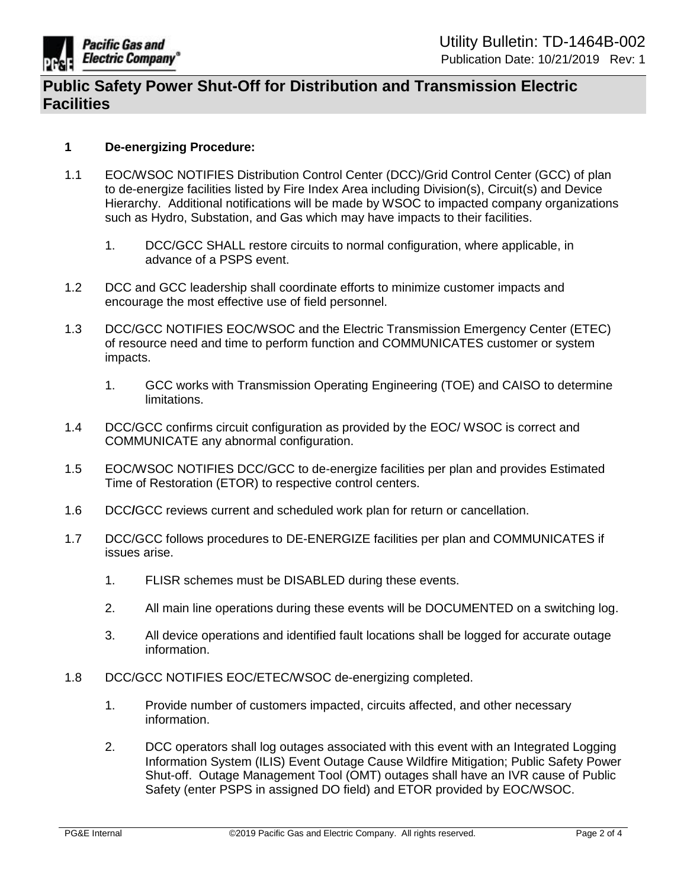## 1 De-energizing Procedure:

1.1 EOC/WSOC NOTIFIES Distribution Control Center (DCC)/Grid Control Center (GCC) of plan to de-energize facilities listed by Fire Index Area including Division(s), Circuit(s) and Device Hierarchy. Additional notifications will be made by WSOC to impacted company organizations such as Hydro, Substation, and Gas which may have impacts to their facilities.

   1. DCC/GCC SHALL restore circuits to normal configuration, where applicable, in advance of a PSPS event.

1.2 DCC and GCC leadership shall coordinate efforts to minimize customer impacts and encourage the most effective use of field personnel.

1.3 DCC/GCC NOTIFIES EOC/WSOC and the Electric Transmission Emergency Center (ETEC) of resource need and time to perform function and COMMUNICATES customer or system impacts.

   1. GCC works with Transmission Operating Engineering (TOE) and CAISO to determine limitations.

1.4 DCC/GCC confirms circuit configuration as provided by the EOC/ WSOC is correct and COMMUNICATE any abnormal configuration.

1.5 EOC/WSOC NOTIFIES DCC/GCC to de-energize facilities per plan and provides Estimated Time of Restoration (ETOR) to respective control centers.

1.6 DCC/GCC reviews current and scheduled work plan for return or cancellation.

1.7 DCC/GCC follows procedures to DE-ENERGIZE facilities per plan and COMMUNICATES if issues arise.

   1. FLISR schemes must be DISABLED during these events.
   2. All main line operations during these events will be DOCUMENTED on a switching log.
   3. All device operations and identified fault locations shall be logged for accurate outage information.

1.8 DCC/GCC NOTIFIES EOC/ETEC/WSOC de-energizing completed.

   1. Provide number of customers impacted, circuits affected, and other necessary information.
   2. DCC operators shall log outages associated with this event with an Integrated Logging Information System (ILIS) Event Outage Cause Wildfire Mitigation; Public Safety Power Shut-off. Outage Management Tool (OMT) outages shall have an IVR cause of Public Safety (enter PSPS in assigned DO field) and ETOR provided by EOC/WSOC.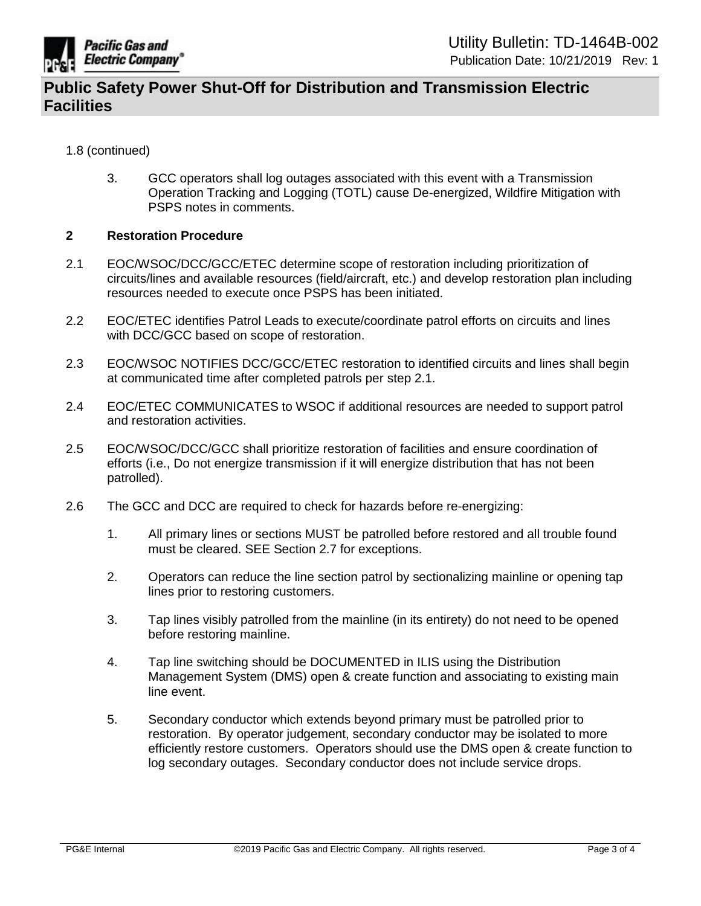1.8 (continued)

3. GCC operators shall log outages associated with this event with a Transmission Operation Tracking and Logging (TOTL) cause De-energized, Wildfire Mitigation with PSPS notes in comments.

## 2 Restoration Procedure

2.1 EOC/WSOC/DCC/GCC/ETEC determine scope of restoration including prioritization of circuits/lines and available resources (field/aircraft, etc.) and develop restoration plan including resources needed to execute once PSPS has been initiated.

2.2 EOC/ETEC identifies Patrol Leads to execute/coordinate patrol efforts on circuits and lines with DCC/GCC based on scope of restoration.

2.3 EOC/WSOC NOTIFIES DCC/GCC/ETEC restoration to identified circuits and lines shall begin at communicated time after completed patrols per step 2.1.

2.4 EOC/ETEC COMMUNICATES to WSOC if additional resources are needed to support patrol and restoration activities.

2.5 EOC/WSOC/DCC/GCC shall prioritize restoration of facilities and ensure coordination of efforts (i.e., Do not energize transmission if it will energize distribution that has not been patrolled).

2.6 The GCC and DCC are required to check for hazards before re-energizing:

1. All primary lines or sections MUST be patrolled before restored and all trouble found must be cleared. SEE Section 2.7 for exceptions.

2. Operators can reduce the line section patrol by sectionalizing mainline or opening tap lines prior to restoring customers.

3. Tap lines visibly patrolled from the mainline (in its entirety) do not need to be opened before restoring mainline.

4. Tap line switching should be DOCUMENTED in ILIS using the Distribution Management System (DMS) open & create function and associating to existing main line event.

5. Secondary conductor which extends beyond primary must be patrolled prior to restoration. By operator judgement, secondary conductor may be isolated to more efficiently restore customers. Operators should use the DMS open & create function to log secondary outages. Secondary conductor does not include service drops.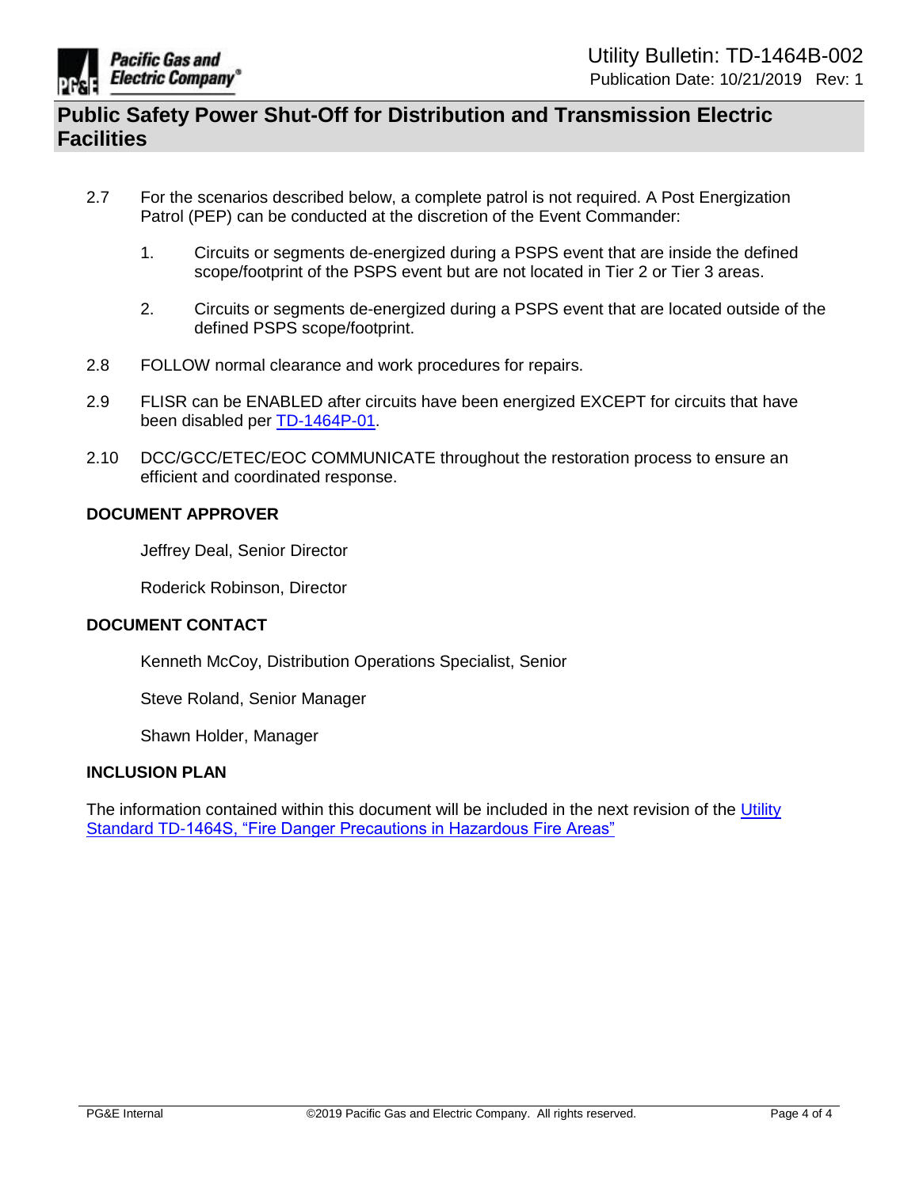2.7 For the scenarios described below, a complete patrol is not required. A Post Energization Patrol (PEP) can be conducted at the discretion of the Event Commander:

1. Circuits or segments de-energized during a PSPS event that are inside the defined scope/footprint of the PSPS event but are not located in Tier 2 or Tier 3 areas.

2. Circuits or segments de-energized during a PSPS event that are located outside of the defined PSPS scope/footprint.

2.8 FOLLOW normal clearance and work procedures for repairs.

2.9 FLISR can be ENABLED after circuits have been energized EXCEPT for circuits that have been disabled per TD-1464P-01.

2.10 DCC/GCC/ETEC/EOC COMMUNICATE throughout the restoration process to ensure an efficient and coordinated response.

**DOCUMENT APPROVER**

Jeffrey Deal, Senior Director

Roderick Robinson, Director

**DOCUMENT CONTACT**

Kenneth McCoy, Distribution Operations Specialist, Senior

Steve Roland, Senior Manager

Shawn Holder, Manager

**INCLUSION PLAN**

The information contained within this document will be included in the next revision of the Utility Standard TD-1464S, "Fire Danger Precautions in Hazardous Fire Areas"